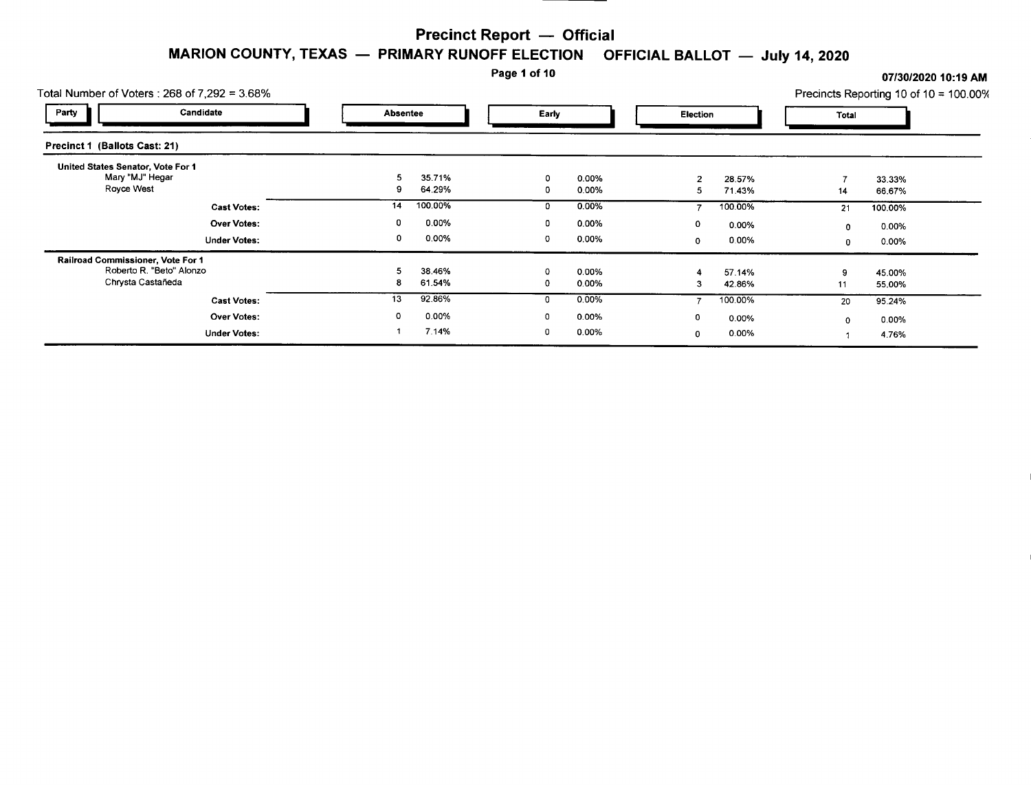# Precinct Report — Official

## MARION COUNTY, TEXAS — PRIMARY RUNOFF ELECTION OFFICIAL BALLOT — July 14, 2020

07/30/2020 10:19 AM

Total Number of Voters : 268 of 7,292 = 3.68%

Precincts Reporting 10 of 10 = 100.00%

### Precinct 1 (Ballots Cast: 21)

| Party / Candidate | Absentee | | Early | | Election | | Total | |
|---|---|---|---|---|---|---|---|---|
| **United States Senator, Vote For 1** | | | | | | | | |
| Mary "MJ" Hegar | 5 | 35.71% | 0 | 0.00% | 2 | 28.57% | 7 | 33.33% |
| Royce West | 9 | 64.29% | 0 | 0.00% | 5 | 71.43% | 14 | 66.67% |
| **Cast Votes:** | 14 | 100.00% | 0 | 0.00% | 7 | 100.00% | 21 | 100.00% |
| **Over Votes:** | 0 | 0.00% | 0 | 0.00% | 0 | 0.00% | 0 | 0.00% |
| **Under Votes:** | 0 | 0.00% | 0 | 0.00% | 0 | 0.00% | 0 | 0.00% |
| **Railroad Commissioner, Vote For 1** | | | | | | | | |
| Roberto R. "Beto" Alonzo | 5 | 38.46% | 0 | 0.00% | 4 | 57.14% | 9 | 45.00% |
| Chrysta Castañeda | 8 | 61.54% | 0 | 0.00% | 3 | 42.86% | 11 | 55.00% |
| **Cast Votes:** | 13 | 92.86% | 0 | 0.00% | 7 | 100.00% | 20 | 95.24% |
| **Over Votes:** | 0 | 0.00% | 0 | 0.00% | 0 | 0.00% | 0 | 0.00% |
| **Under Votes:** | 1 | 7.14% | 0 | 0.00% | 0 | 0.00% | 1 | 4.76% |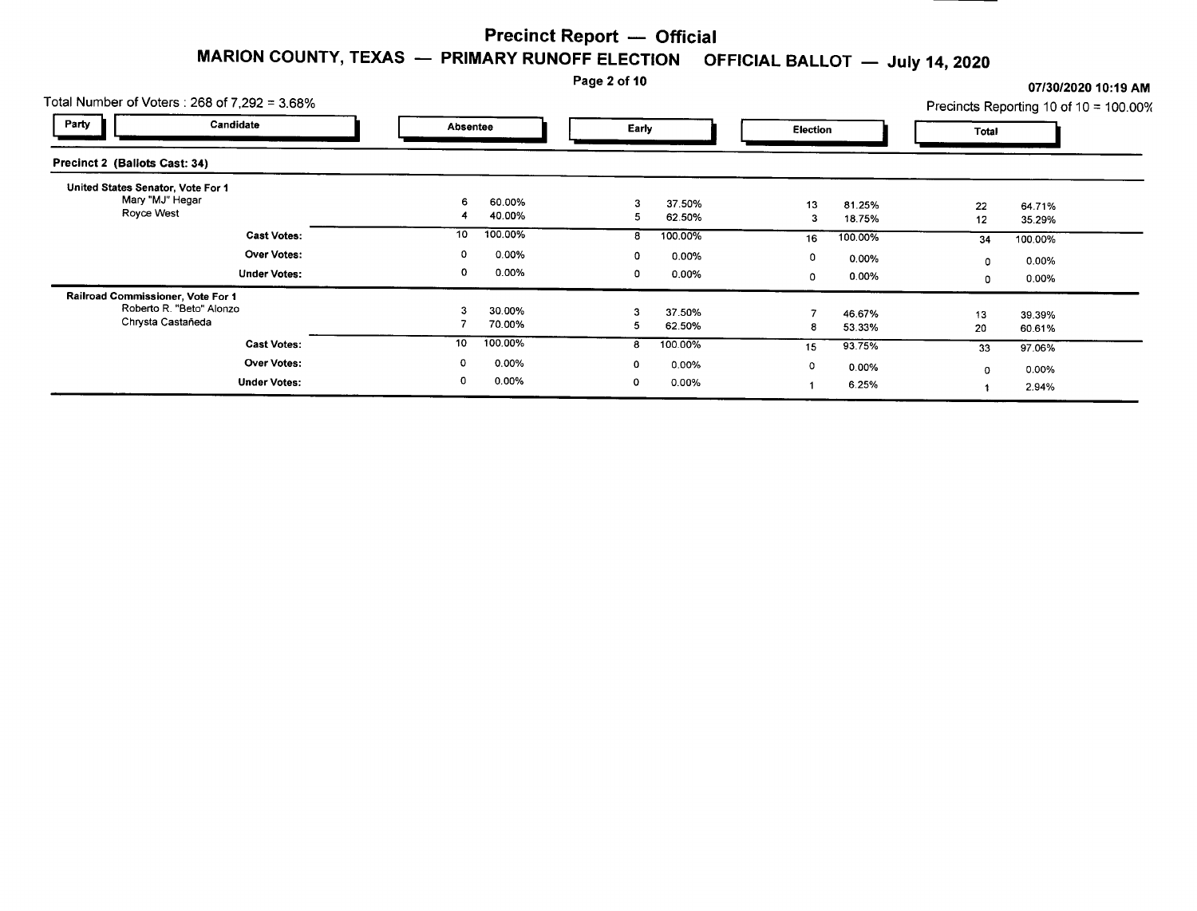# Precinct Report — Official

## MARION COUNTY, TEXAS — PRIMARY RUNOFF ELECTION OFFICIAL BALLOT — July 14, 2020

07/30/2020 10:19 AM

Total Number of Voters : 268 of 7,292 = 3.68%

Precincts Reporting 10 of 10 = 100.00%

| Party | Candidate | Absentee | | Early | | Election | | Total | |
|---|---|---|---|---|---|---|---|---|---|
| **Precinct 2 (Ballots Cast: 34)** | | | | | | | | | |
| **United States Senator, Vote For 1** | | | | | | | | | |
| | Mary "MJ" Hegar | 6 | 60.00% | 3 | 37.50% | 13 | 81.25% | 22 | 64.71% |
| | Royce West | 4 | 40.00% | 5 | 62.50% | 3 | 18.75% | 12 | 35.29% |
| | **Cast Votes:** | 10 | 100.00% | 8 | 100.00% | 16 | 100.00% | 34 | 100.00% |
| | **Over Votes:** | 0 | 0.00% | 0 | 0.00% | 0 | 0.00% | 0 | 0.00% |
| | **Under Votes:** | 0 | 0.00% | 0 | 0.00% | 0 | 0.00% | 0 | 0.00% |
| **Railroad Commissioner, Vote For 1** | | | | | | | | | |
| | Roberto R. "Beto" Alonzo | 3 | 30.00% | 3 | 37.50% | 7 | 46.67% | 13 | 39.39% |
| | Chrysta Castañeda | 7 | 70.00% | 5 | 62.50% | 8 | 53.33% | 20 | 60.61% |
| | **Cast Votes:** | 10 | 100.00% | 8 | 100.00% | 15 | 93.75% | 33 | 97.06% |
| | **Over Votes:** | 0 | 0.00% | 0 | 0.00% | 0 | 0.00% | 0 | 0.00% |
| | **Under Votes:** | 0 | 0.00% | 0 | 0.00% | 1 | 6.25% | 1 | 2.94% |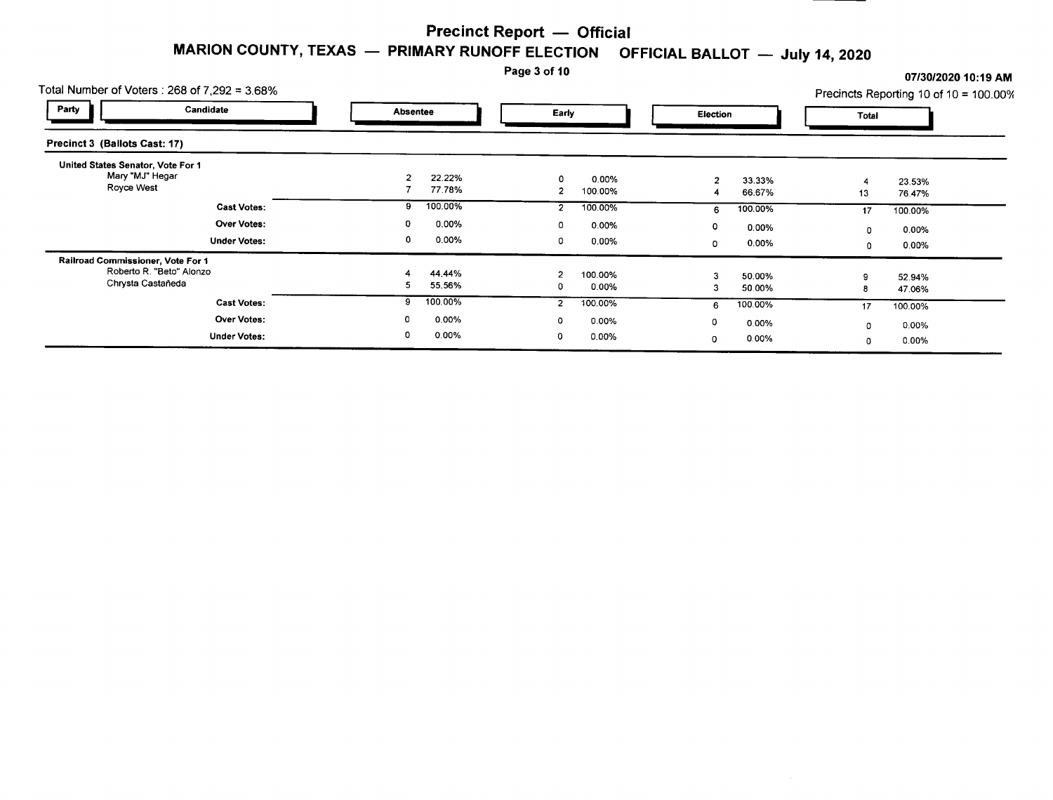# Precinct Report — Official

## MARION COUNTY, TEXAS — PRIMARY RUNOFF ELECTION OFFICIAL BALLOT — July 14, 2020

07/30/2020 10:19 AM

Total Number of Voters : 268 of 7,292 = 3.68%

Precincts Reporting 10 of 10 = 100.00%

### Precinct 3 (Ballots Cast: 17)

| Party | Candidate | Absentee | | Early | | Election | | Total | |
|---|---|---|---|---|---|---|---|---|---|
| **United States Senator, Vote For 1** | | | | | | | | | |
| | Mary "MJ" Hegar | 2 | 22.22% | 0 | 0.00% | 2 | 33.33% | 4 | 23.53% |
| | Royce West | 7 | 77.78% | 2 | 100.00% | 4 | 66.67% | 13 | 76.47% |
| | **Cast Votes:** | 9 | 100.00% | 2 | 100.00% | 6 | 100.00% | 17 | 100.00% |
| | **Over Votes:** | 0 | 0.00% | 0 | 0.00% | 0 | 0.00% | 0 | 0.00% |
| | **Under Votes:** | 0 | 0.00% | 0 | 0.00% | 0 | 0.00% | 0 | 0.00% |
| **Railroad Commissioner, Vote For 1** | | | | | | | | | |
| | Roberto R. "Beto" Alonzo | 4 | 44.44% | 2 | 100.00% | 3 | 50.00% | 9 | 52.94% |
| | Chrysta Castañeda | 5 | 55.56% | 0 | 0.00% | 3 | 50.00% | 8 | 47.06% |
| | **Cast Votes:** | 9 | 100.00% | 2 | 100.00% | 6 | 100.00% | 17 | 100.00% |
| | **Over Votes:** | 0 | 0.00% | 0 | 0.00% | 0 | 0.00% | 0 | 0.00% |
| | **Under Votes:** | 0 | 0.00% | 0 | 0.00% | 0 | 0.00% | 0 | 0.00% |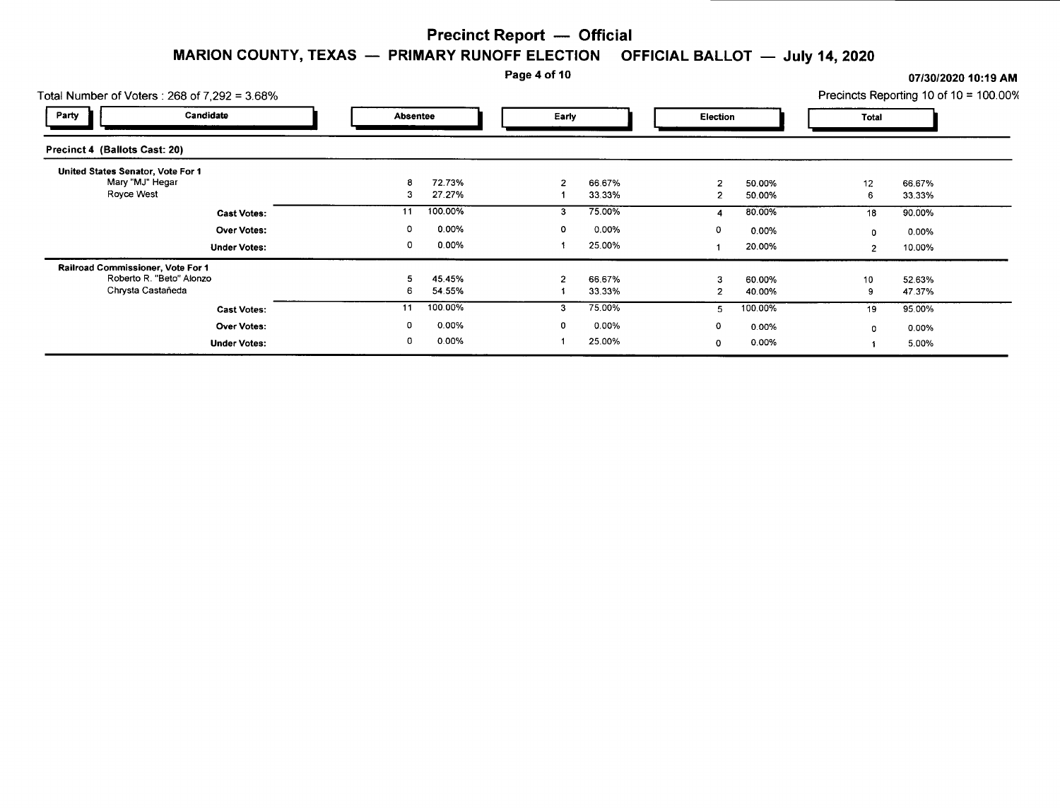# Precinct Report — Official

## MARION COUNTY, TEXAS — PRIMARY RUNOFF ELECTION OFFICIAL BALLOT — July 14, 2020

07/30/2020 10:19 AM

Total Number of Voters : 268 of 7,292 = 3.68%

Precincts Reporting 10 of 10 = 100.00%

| Party | Candidate | Absentee | | Early | | Election | | Total | |
|---|---|---|---|---|---|---|---|---|---|
| **Precinct 4 (Ballots Cast: 20)** | | | | | | | | | |
| **United States Senator, Vote For 1** | | | | | | | | | |
| | Mary "MJ" Hegar | 8 | 72.73% | 2 | 66.67% | 2 | 50.00% | 12 | 66.67% |
| | Royce West | 3 | 27.27% | 1 | 33.33% | 2 | 50.00% | 6 | 33.33% |
| | **Cast Votes:** | 11 | 100.00% | 3 | 75.00% | 4 | 80.00% | 18 | 90.00% |
| | **Over Votes:** | 0 | 0.00% | 0 | 0.00% | 0 | 0.00% | 0 | 0.00% |
| | **Under Votes:** | 0 | 0.00% | 1 | 25.00% | 1 | 20.00% | 2 | 10.00% |
| **Railroad Commissioner, Vote For 1** | | | | | | | | | |
| | Roberto R. "Beto" Alonzo | 5 | 45.45% | 2 | 66.67% | 3 | 60.00% | 10 | 52.63% |
| | Chrysta Castañeda | 6 | 54.55% | 1 | 33.33% | 2 | 40.00% | 9 | 47.37% |
| | **Cast Votes:** | 11 | 100.00% | 3 | 75.00% | 5 | 100.00% | 19 | 95.00% |
| | **Over Votes:** | 0 | 0.00% | 0 | 0.00% | 0 | 0.00% | 0 | 0.00% |
| | **Under Votes:** | 0 | 0.00% | 1 | 25.00% | 0 | 0.00% | 1 | 5.00% |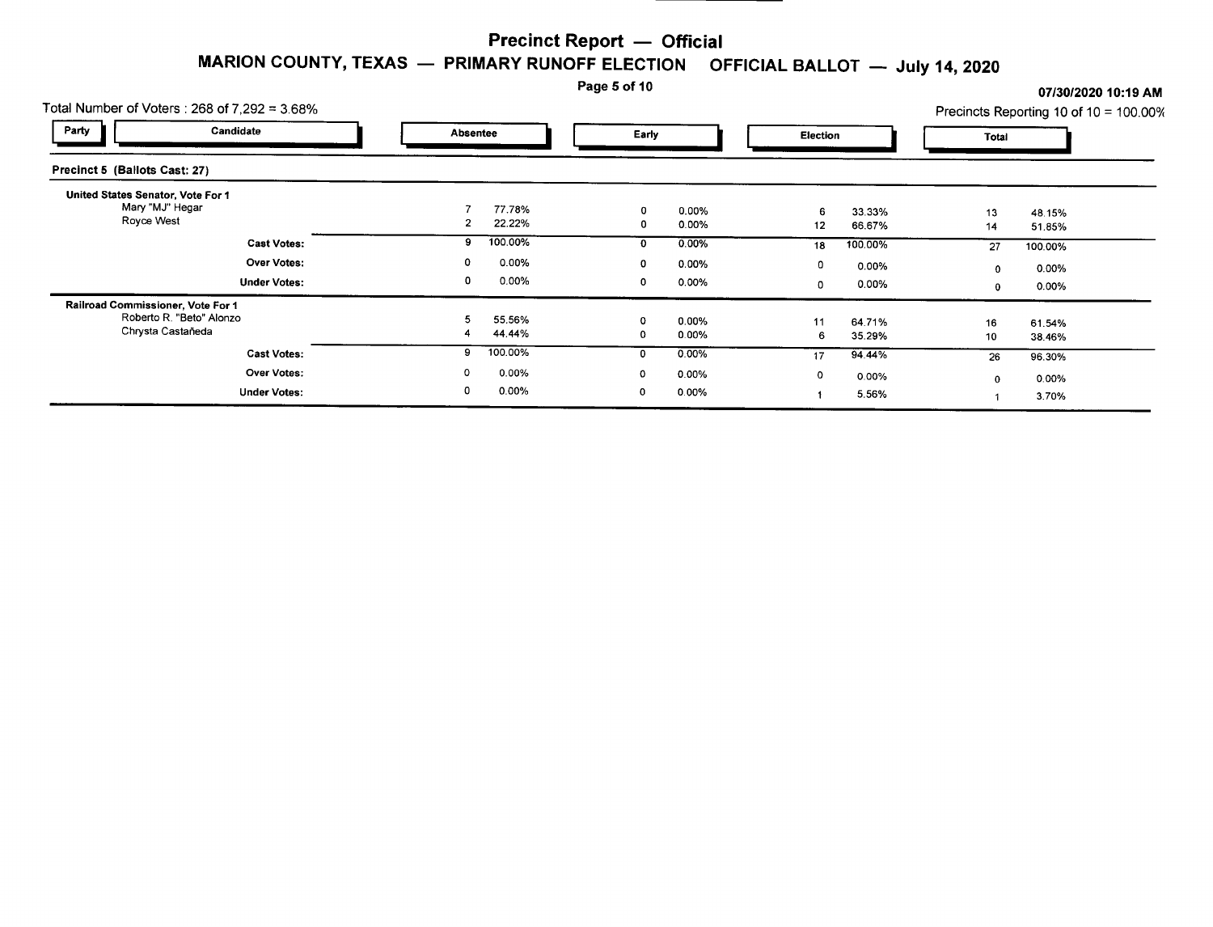# Precinct Report — Official

## MARION COUNTY, TEXAS — PRIMARY RUNOFF ELECTION OFFICIAL BALLOT — July 14, 2020

07/30/2020 10:19 AM

Total Number of Voters : 268 of 7,292 = 3.68%

Precincts Reporting 10 of 10 = 100.00%

### Precinct 5 (Ballots Cast: 27)

| Party / Candidate | Absentee | | Early | | Election | | Total | |
|---|---|---|---|---|---|---|---|---|
| **United States Senator, Vote For 1** | | | | | | | | |
| Mary "MJ" Hegar | 7 | 77.78% | 0 | 0.00% | 6 | 33.33% | 13 | 48.15% |
| Royce West | 2 | 22.22% | 0 | 0.00% | 12 | 66.67% | 14 | 51.85% |
| **Cast Votes:** | 9 | 100.00% | 0 | 0.00% | 18 | 100.00% | 27 | 100.00% |
| **Over Votes:** | 0 | 0.00% | 0 | 0.00% | 0 | 0.00% | 0 | 0.00% |
| **Under Votes:** | 0 | 0.00% | 0 | 0.00% | 0 | 0.00% | 0 | 0.00% |
| **Railroad Commissioner, Vote For 1** | | | | | | | | |
| Roberto R. "Beto" Alonzo | 5 | 55.56% | 0 | 0.00% | 11 | 64.71% | 16 | 61.54% |
| Chrysta Castañeda | 4 | 44.44% | 0 | 0.00% | 6 | 35.29% | 10 | 38.46% |
| **Cast Votes:** | 9 | 100.00% | 0 | 0.00% | 17 | 94.44% | 26 | 96.30% |
| **Over Votes:** | 0 | 0.00% | 0 | 0.00% | 0 | 0.00% | 0 | 0.00% |
| **Under Votes:** | 0 | 0.00% | 0 | 0.00% | 1 | 5.56% | 1 | 3.70% |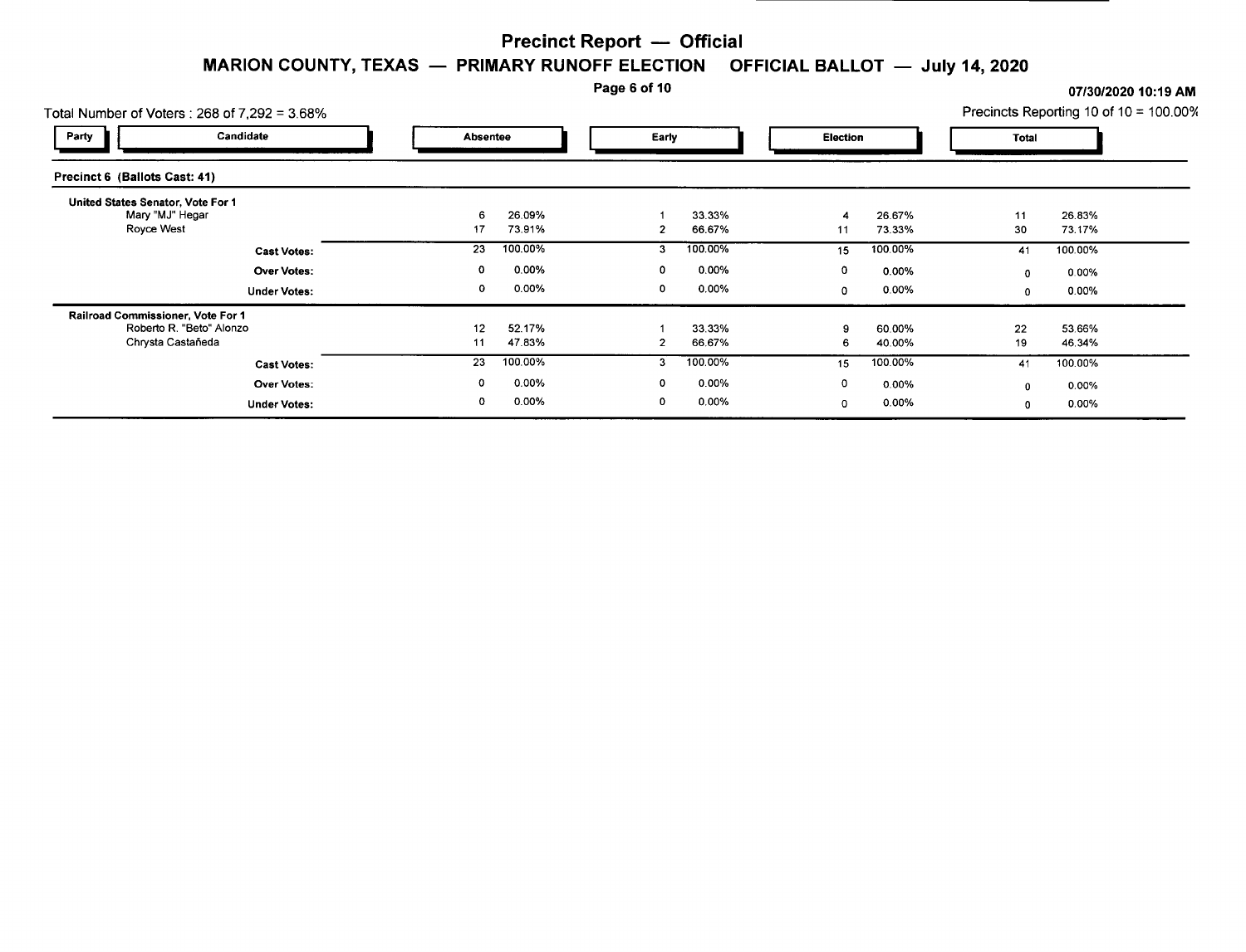# Precinct Report — Official

## MARION COUNTY, TEXAS — PRIMARY RUNOFF ELECTION OFFICIAL BALLOT — July 14, 2020

07/30/2020 10:19 AM

Total Number of Voters : 268 of 7,292 = 3.68%

Precincts Reporting 10 of 10 = 100.00%

| Party | Candidate | Absentee | | Early | | Election | | Total | |
|---|---|---|---|---|---|---|---|---|---|
| **Precinct 6 (Ballots Cast: 41)** | | | | | | | | | |
| **United States Senator, Vote For 1** | | | | | | | | | |
| | Mary "MJ" Hegar | 6 | 26.09% | 1 | 33.33% | 4 | 26.67% | 11 | 26.83% |
| | Royce West | 17 | 73.91% | 2 | 66.67% | 11 | 73.33% | 30 | 73.17% |
| | **Cast Votes:** | 23 | 100.00% | 3 | 100.00% | 15 | 100.00% | 41 | 100.00% |
| | **Over Votes:** | 0 | 0.00% | 0 | 0.00% | 0 | 0.00% | 0 | 0.00% |
| | **Under Votes:** | 0 | 0.00% | 0 | 0.00% | 0 | 0.00% | 0 | 0.00% |
| **Railroad Commissioner, Vote For 1** | | | | | | | | | |
| | Roberto R. "Beto" Alonzo | 12 | 52.17% | 1 | 33.33% | 9 | 60.00% | 22 | 53.66% |
| | Chrysta Castañeda | 11 | 47.83% | 2 | 66.67% | 6 | 40.00% | 19 | 46.34% |
| | **Cast Votes:** | 23 | 100.00% | 3 | 100.00% | 15 | 100.00% | 41 | 100.00% |
| | **Over Votes:** | 0 | 0.00% | 0 | 0.00% | 0 | 0.00% | 0 | 0.00% |
| | **Under Votes:** | 0 | 0.00% | 0 | 0.00% | 0 | 0.00% | 0 | 0.00% |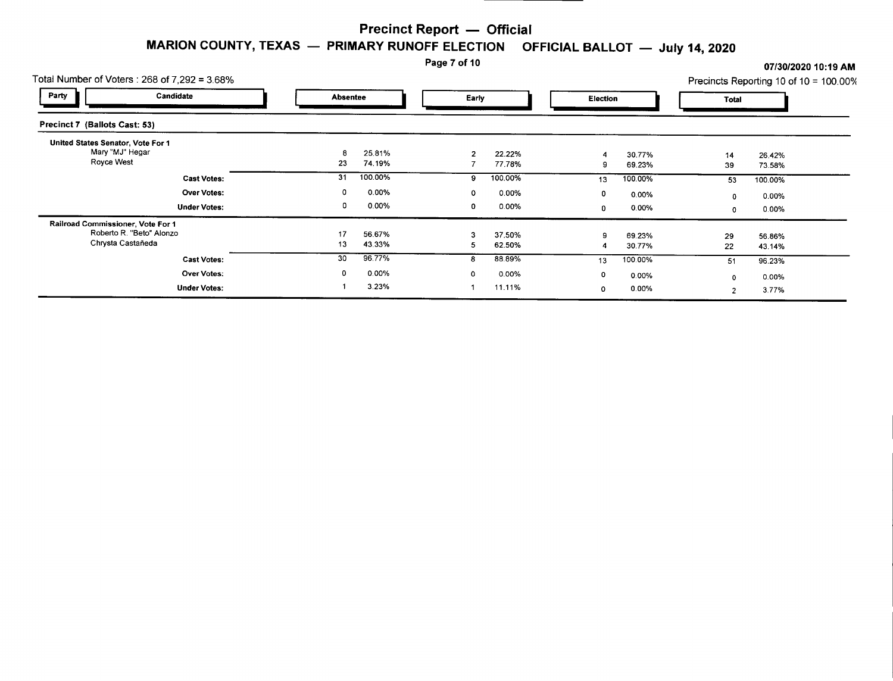# Precinct Report — Official

## MARION COUNTY, TEXAS — PRIMARY RUNOFF ELECTION OFFICIAL BALLOT — July 14, 2020

07/30/2020 10:19 AM

Total Number of Voters : 268 of 7,292 = 3.68%

Precincts Reporting 10 of 10 = 100.00%

### Precinct 7 (Ballots Cast: 53)

| Party / Candidate | Absentee | | Early | | Election | | Total | |
|---|---|---|---|---|---|---|---|---|
| **United States Senator, Vote For 1** | | | | | | | | |
| Mary "MJ" Hegar | 8 | 25.81% | 2 | 22.22% | 4 | 30.77% | 14 | 26.42% |
| Royce West | 23 | 74.19% | 7 | 77.78% | 9 | 69.23% | 39 | 73.58% |
| **Cast Votes:** | 31 | 100.00% | 9 | 100.00% | 13 | 100.00% | 53 | 100.00% |
| **Over Votes:** | 0 | 0.00% | 0 | 0.00% | 0 | 0.00% | 0 | 0.00% |
| **Under Votes:** | 0 | 0.00% | 0 | 0.00% | 0 | 0.00% | 0 | 0.00% |
| **Railroad Commissioner, Vote For 1** | | | | | | | | |
| Roberto R. "Beto" Alonzo | 17 | 56.67% | 3 | 37.50% | 9 | 69.23% | 29 | 56.86% |
| Chrysta Castañeda | 13 | 43.33% | 5 | 62.50% | 4 | 30.77% | 22 | 43.14% |
| **Cast Votes:** | 30 | 96.77% | 8 | 88.89% | 13 | 100.00% | 51 | 96.23% |
| **Over Votes:** | 0 | 0.00% | 0 | 0.00% | 0 | 0.00% | 0 | 0.00% |
| **Under Votes:** | 1 | 3.23% | 1 | 11.11% | 0 | 0.00% | 2 | 3.77% |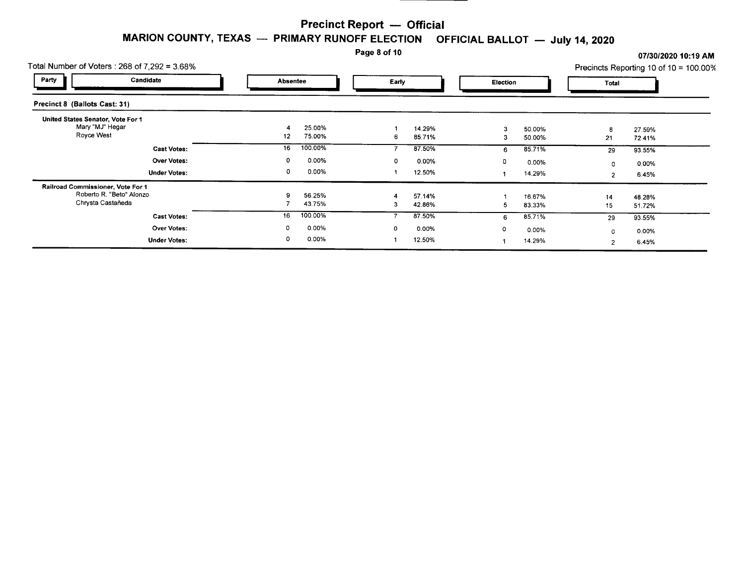# Precinct Report — Official

## MARION COUNTY, TEXAS — PRIMARY RUNOFF ELECTION OFFICIAL BALLOT — July 14, 2020

07/30/2020 10:19 AM

Total Number of Voters : 268 of 7,292 = 3.68%

Precincts Reporting 10 of 10 = 100.00%

### Precinct 8 (Ballots Cast: 31)

| Party / Candidate | Absentee | | Early | | Election | | Total | |
|---|---|---|---|---|---|---|---|---|
| **United States Senator, Vote For 1** | | | | | | | | |
| Mary "MJ" Hegar | 4 | 25.00% | 1 | 14.29% | 3 | 50.00% | 8 | 27.59% |
| Royce West | 12 | 75.00% | 6 | 85.71% | 3 | 50.00% | 21 | 72.41% |
| **Cast Votes:** | 16 | 100.00% | 7 | 87.50% | 6 | 85.71% | 29 | 93.55% |
| **Over Votes:** | 0 | 0.00% | 0 | 0.00% | 0 | 0.00% | 0 | 0.00% |
| **Under Votes:** | 0 | 0.00% | 1 | 12.50% | 1 | 14.29% | 2 | 6.45% |
| **Railroad Commissioner, Vote For 1** | | | | | | | | |
| Roberto R. "Beto" Alonzo | 9 | 56.25% | 4 | 57.14% | 1 | 16.67% | 14 | 48.28% |
| Chrysta Castañeda | 7 | 43.75% | 3 | 42.86% | 5 | 83.33% | 15 | 51.72% |
| **Cast Votes:** | 16 | 100.00% | 7 | 87.50% | 6 | 85.71% | 29 | 93.55% |
| **Over Votes:** | 0 | 0.00% | 0 | 0.00% | 0 | 0.00% | 0 | 0.00% |
| **Under Votes:** | 0 | 0.00% | 1 | 12.50% | 1 | 14.29% | 2 | 6.45% |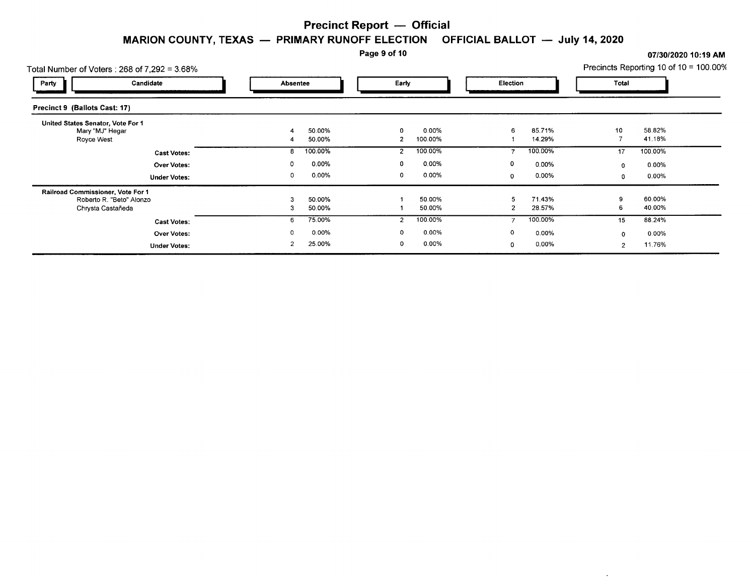# Precinct Report — Official

## MARION COUNTY, TEXAS — PRIMARY RUNOFF ELECTION OFFICIAL BALLOT — July 14, 2020

07/30/2020 10:19 AM

Total Number of Voters : 268 of 7,292 = 3.68%

Precincts Reporting 10 of 10 = 100.00%

### Precinct 9 (Ballots Cast: 17)

| Party | Candidate | Absentee | | Early | | Election | | Total | |
|---|---|---|---|---|---|---|---|---|---|
| **United States Senator, Vote For 1** | | | | | | | | | |
| | Mary "MJ" Hegar | 4 | 50.00% | 0 | 0.00% | 6 | 85.71% | 10 | 58.82% |
| | Royce West | 4 | 50.00% | 2 | 100.00% | 1 | 14.29% | 7 | 41.18% |
| | **Cast Votes:** | 8 | 100.00% | 2 | 100.00% | 7 | 100.00% | 17 | 100.00% |
| | **Over Votes:** | 0 | 0.00% | 0 | 0.00% | 0 | 0.00% | 0 | 0.00% |
| | **Under Votes:** | 0 | 0.00% | 0 | 0.00% | 0 | 0.00% | 0 | 0.00% |
| **Railroad Commissioner, Vote For 1** | | | | | | | | | |
| | Roberto R. "Beto" Alonzo | 3 | 50.00% | 1 | 50.00% | 5 | 71.43% | 9 | 60.00% |
| | Chrysta Castañeda | 3 | 50.00% | 1 | 50.00% | 2 | 28.57% | 6 | 40.00% |
| | **Cast Votes:** | 6 | 75.00% | 2 | 100.00% | 7 | 100.00% | 15 | 88.24% |
| | **Over Votes:** | 0 | 0.00% | 0 | 0.00% | 0 | 0.00% | 0 | 0.00% |
| | **Under Votes:** | 2 | 25.00% | 0 | 0.00% | 0 | 0.00% | 2 | 11.76% |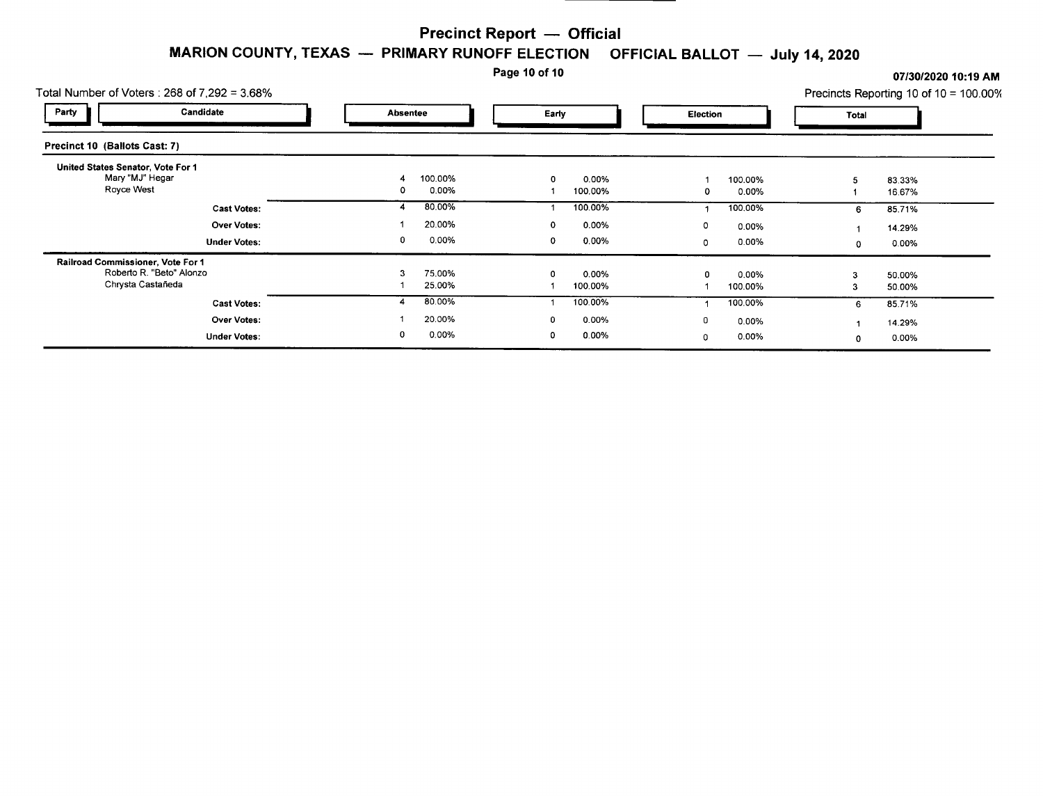# Precinct Report — Official

## MARION COUNTY, TEXAS — PRIMARY RUNOFF ELECTION OFFICIAL BALLOT — July 14, 2020

07/30/2020 10:19 AM

Total Number of Voters : 268 of 7,292 = 3.68%

Precincts Reporting 10 of 10 = 100.00%

### Precinct 10 (Ballots Cast: 7)

| Party / Candidate | Absentee | | Early | | Election | | Total | |
|---|---|---|---|---|---|---|---|---|
| **United States Senator, Vote For 1** | | | | | | | | |
| Mary "MJ" Hegar | 4 | 100.00% | 0 | 0.00% | 1 | 100.00% | 5 | 83.33% |
| Royce West | 0 | 0.00% | 1 | 100.00% | 0 | 0.00% | 1 | 16.67% |
| **Cast Votes:** | 4 | 80.00% | 1 | 100.00% | 1 | 100.00% | 6 | 85.71% |
| **Over Votes:** | 1 | 20.00% | 0 | 0.00% | 0 | 0.00% | 1 | 14.29% |
| **Under Votes:** | 0 | 0.00% | 0 | 0.00% | 0 | 0.00% | 0 | 0.00% |
| **Railroad Commissioner, Vote For 1** | | | | | | | | |
| Roberto R. "Beto" Alonzo | 3 | 75.00% | 0 | 0.00% | 0 | 0.00% | 3 | 50.00% |
| Chrysta Castañeda | 1 | 25.00% | 1 | 100.00% | 1 | 100.00% | 3 | 50.00% |
| **Cast Votes:** | 4 | 80.00% | 1 | 100.00% | 1 | 100.00% | 6 | 85.71% |
| **Over Votes:** | 1 | 20.00% | 0 | 0.00% | 0 | 0.00% | 1 | 14.29% |
| **Under Votes:** | 0 | 0.00% | 0 | 0.00% | 0 | 0.00% | 0 | 0.00% |